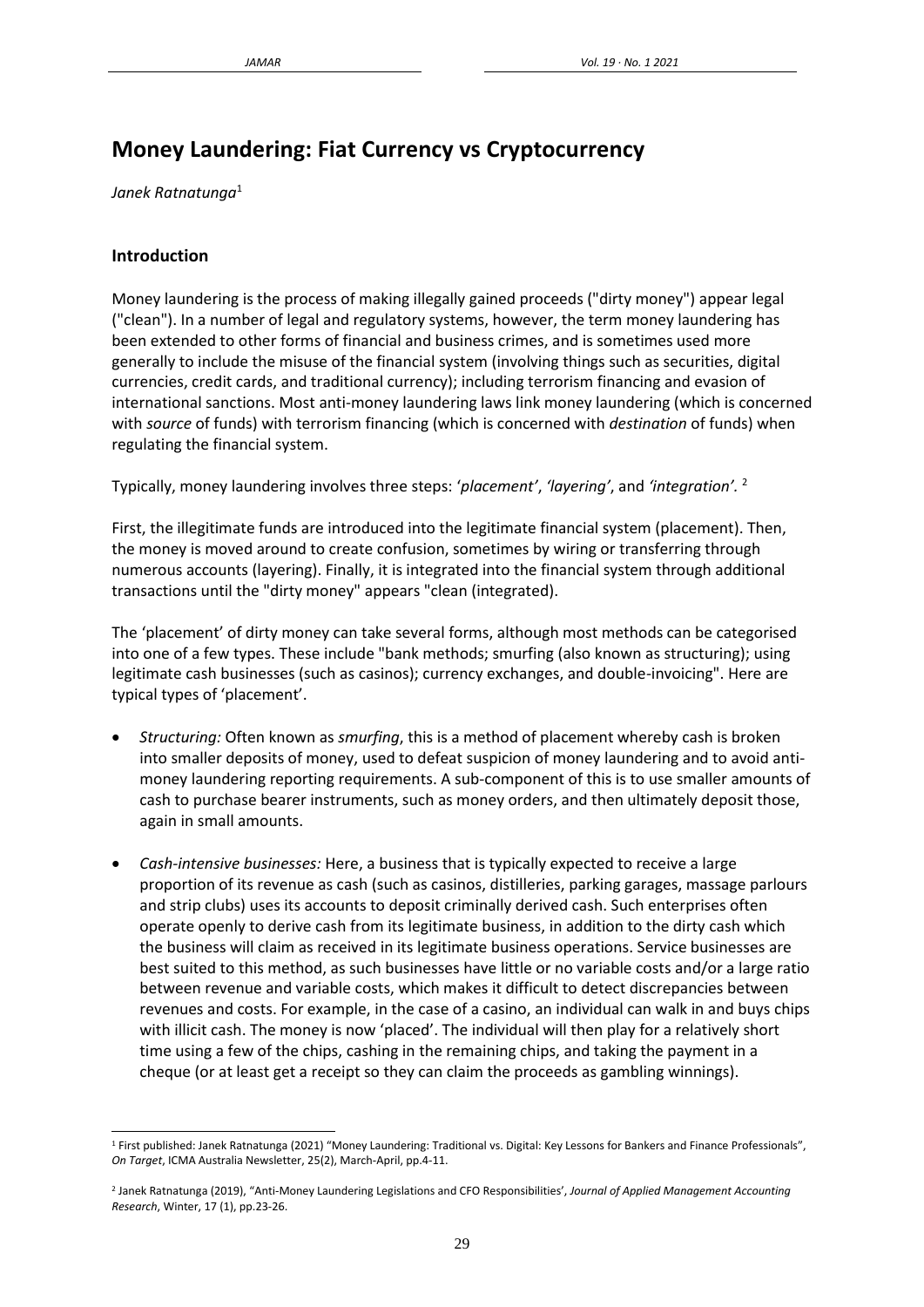# Money Laundering: Fiat Currency vs Cryptocurrency

*Janek Ratnatunga*[1]

## Introduction

Money laundering is the process of making illegally gained proceeds ("dirty money") appear legal ("clean"). In a number of legal and regulatory systems, however, the term money laundering has been extended to other forms of financial and business crimes, and is sometimes used more generally to include the misuse of the financial system (involving things such as securities, digital currencies, credit cards, and traditional currency); including terrorism financing and evasion of international sanctions. Most anti-money laundering laws link money laundering (which is concerned with *source* of funds) with terrorism financing (which is concerned with *destination* of funds) when regulating the financial system.

Typically, money laundering involves three steps: '*placement'*, *'layering'*, and *'integration'.* [2]

First, the illegitimate funds are introduced into the legitimate financial system (placement). Then, the money is moved around to create confusion, sometimes by wiring or transferring through numerous accounts (layering). Finally, it is integrated into the financial system through additional transactions until the "dirty money" appears "clean (integrated).

The 'placement' of dirty money can take several forms, although most methods can be categorised into one of a few types. These include "bank methods; smurfing (also known as structuring); using legitimate cash businesses (such as casinos); currency exchanges, and double-invoicing". Here are typical types of 'placement'.

- *Structuring:* Often known as *smurfing*, this is a method of placement whereby cash is broken into smaller deposits of money, used to defeat suspicion of money laundering and to avoid anti-money laundering reporting requirements. A sub-component of this is to use smaller amounts of cash to purchase bearer instruments, such as money orders, and then ultimately deposit those, again in small amounts.
- *Cash-intensive businesses:* Here, a business that is typically expected to receive a large proportion of its revenue as cash (such as casinos, distilleries, parking garages, massage parlours and strip clubs) uses its accounts to deposit criminally derived cash. Such enterprises often operate openly to derive cash from its legitimate business, in addition to the dirty cash which the business will claim as received in its legitimate business operations. Service businesses are best suited to this method, as such businesses have little or no variable costs and/or a large ratio between revenue and variable costs, which makes it difficult to detect discrepancies between revenues and costs. For example, in the case of a casino, an individual can walk in and buys chips with illicit cash. The money is now 'placed'. The individual will then play for a relatively short time using a few of the chips, cashing in the remaining chips, and taking the payment in a cheque (or at least get a receipt so they can claim the proceeds as gambling winnings).

---

[1] First published: Janek Ratnatunga (2021) "Money Laundering: Traditional vs. Digital: Key Lessons for Bankers and Finance Professionals", *On Target*, ICMA Australia Newsletter, 25(2), March-April, pp.4-11.

[2] Janek Ratnatunga (2019), "Anti-Money Laundering Legislations and CFO Responsibilities', *Journal of Applied Management Accounting Research*, Winter, 17 (1), pp.23-26.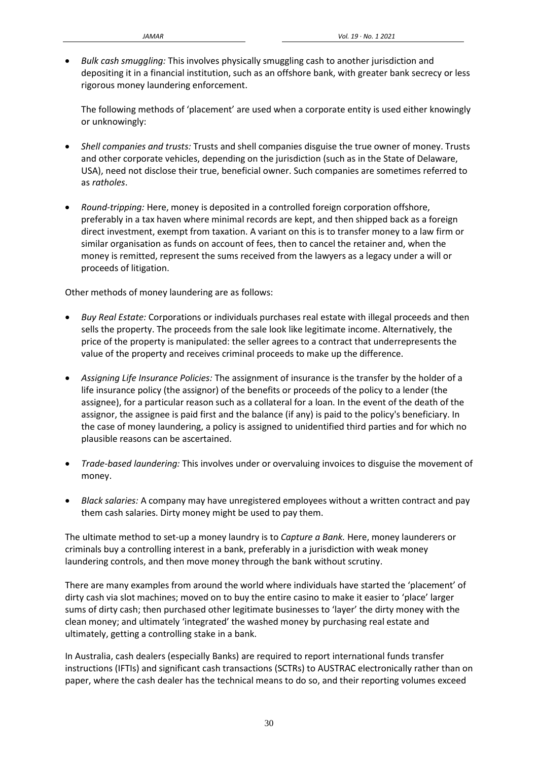- *Bulk cash smuggling:* This involves physically smuggling cash to another jurisdiction and depositing it in a financial institution, such as an offshore bank, with greater bank secrecy or less rigorous money laundering enforcement.

  The following methods of 'placement' are used when a corporate entity is used either knowingly or unknowingly:

- *Shell companies and trusts:* Trusts and shell companies disguise the true owner of money. Trusts and other corporate vehicles, depending on the jurisdiction (such as in the State of Delaware, USA), need not disclose their true, beneficial owner. Such companies are sometimes referred to as *ratholes*.

- *Round-tripping:* Here, money is deposited in a controlled foreign corporation offshore, preferably in a tax haven where minimal records are kept, and then shipped back as a foreign direct investment, exempt from taxation. A variant on this is to transfer money to a law firm or similar organisation as funds on account of fees, then to cancel the retainer and, when the money is remitted, represent the sums received from the lawyers as a legacy under a will or proceeds of litigation.

Other methods of money laundering are as follows:

- *Buy Real Estate:* Corporations or individuals purchases real estate with illegal proceeds and then sells the property. The proceeds from the sale look like legitimate income. Alternatively, the price of the property is manipulated: the seller agrees to a contract that underrepresents the value of the property and receives criminal proceeds to make up the difference.

- *Assigning Life Insurance Policies:* The assignment of insurance is the transfer by the holder of a life insurance policy (the assignor) of the benefits or proceeds of the policy to a lender (the assignee), for a particular reason such as a collateral for a loan. In the event of the death of the assignor, the assignee is paid first and the balance (if any) is paid to the policy's beneficiary. In the case of money laundering, a policy is assigned to unidentified third parties and for which no plausible reasons can be ascertained.

- *Trade-based laundering:* This involves under or overvaluing invoices to disguise the movement of money.

- *Black salaries:* A company may have unregistered employees without a written contract and pay them cash salaries. Dirty money might be used to pay them.

The ultimate method to set-up a money laundry is to *Capture a Bank.* Here, money launderers or criminals buy a controlling interest in a bank, preferably in a jurisdiction with weak money laundering controls, and then move money through the bank without scrutiny.

There are many examples from around the world where individuals have started the 'placement' of dirty cash via slot machines; moved on to buy the entire casino to make it easier to 'place' larger sums of dirty cash; then purchased other legitimate businesses to 'layer' the dirty money with the clean money; and ultimately 'integrated' the washed money by purchasing real estate and ultimately, getting a controlling stake in a bank.

In Australia, cash dealers (especially Banks) are required to report international funds transfer instructions (IFTIs) and significant cash transactions (SCTRs) to AUSTRAC electronically rather than on paper, where the cash dealer has the technical means to do so, and their reporting volumes exceed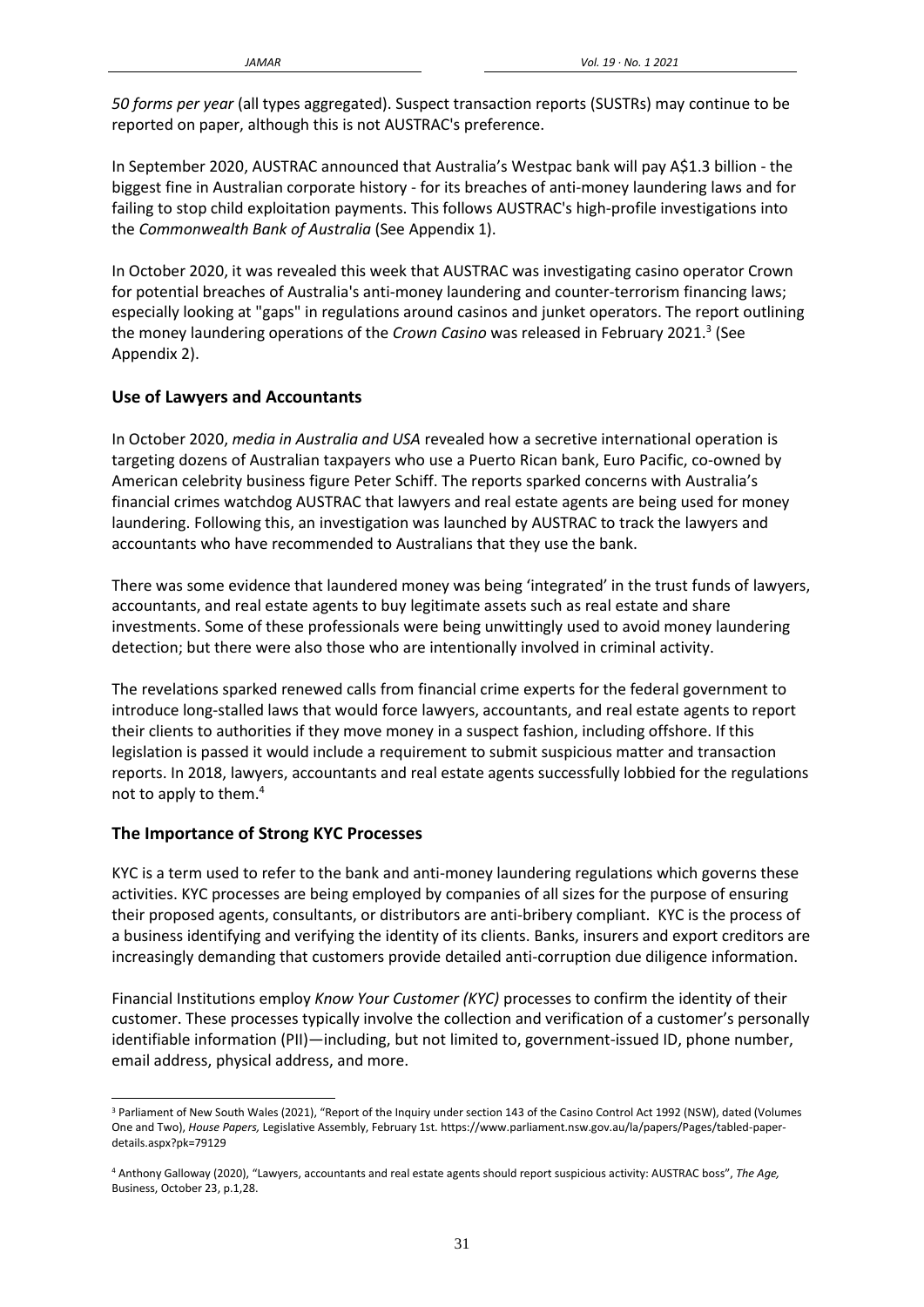*50 forms per year* (all types aggregated). Suspect transaction reports (SUSTRs) may continue to be reported on paper, although this is not AUSTRAC's preference.

In September 2020, AUSTRAC announced that Australia's Westpac bank will pay A$1.3 billion - the biggest fine in Australian corporate history - for its breaches of anti-money laundering laws and for failing to stop child exploitation payments. This follows AUSTRAC's high-profile investigations into the *Commonwealth Bank of Australia* (See Appendix 1).

In October 2020, it was revealed this week that AUSTRAC was investigating casino operator Crown for potential breaches of Australia's anti-money laundering and counter-terrorism financing laws; especially looking at "gaps" in regulations around casinos and junket operators. The report outlining the money laundering operations of the *Crown Casino* was released in February 2021.[3] (See Appendix 2).

## Use of Lawyers and Accountants

In October 2020, *media in Australia and USA* revealed how a secretive international operation is targeting dozens of Australian taxpayers who use a Puerto Rican bank, Euro Pacific, co-owned by American celebrity business figure Peter Schiff. The reports sparked concerns with Australia's financial crimes watchdog AUSTRAC that lawyers and real estate agents are being used for money laundering. Following this, an investigation was launched by AUSTRAC to track the lawyers and accountants who have recommended to Australians that they use the bank.

There was some evidence that laundered money was being 'integrated' in the trust funds of lawyers, accountants, and real estate agents to buy legitimate assets such as real estate and share investments. Some of these professionals were being unwittingly used to avoid money laundering detection; but there were also those who are intentionally involved in criminal activity.

The revelations sparked renewed calls from financial crime experts for the federal government to introduce long-stalled laws that would force lawyers, accountants, and real estate agents to report their clients to authorities if they move money in a suspect fashion, including offshore. If this legislation is passed it would include a requirement to submit suspicious matter and transaction reports. In 2018, lawyers, accountants and real estate agents successfully lobbied for the regulations not to apply to them.[4]

## The Importance of Strong KYC Processes

KYC is a term used to refer to the bank and anti-money laundering regulations which governs these activities. KYC processes are being employed by companies of all sizes for the purpose of ensuring their proposed agents, consultants, or distributors are anti-bribery compliant. KYC is the process of a business identifying and verifying the identity of its clients. Banks, insurers and export creditors are increasingly demanding that customers provide detailed anti-corruption due diligence information.

Financial Institutions employ *Know Your Customer (KYC)* processes to confirm the identity of their customer. These processes typically involve the collection and verification of a customer's personally identifiable information (PII)—including, but not limited to, government-issued ID, phone number, email address, physical address, and more.

---

[3] Parliament of New South Wales (2021), "Report of the Inquiry under section 143 of the Casino Control Act 1992 (NSW), dated (Volumes One and Two), *House Papers,* Legislative Assembly, February 1st. https://www.parliament.nsw.gov.au/la/papers/Pages/tabled-paper-details.aspx?pk=79129

[4] Anthony Galloway (2020), "Lawyers, accountants and real estate agents should report suspicious activity: AUSTRAC boss", *The Age,* Business, October 23, p.1,28.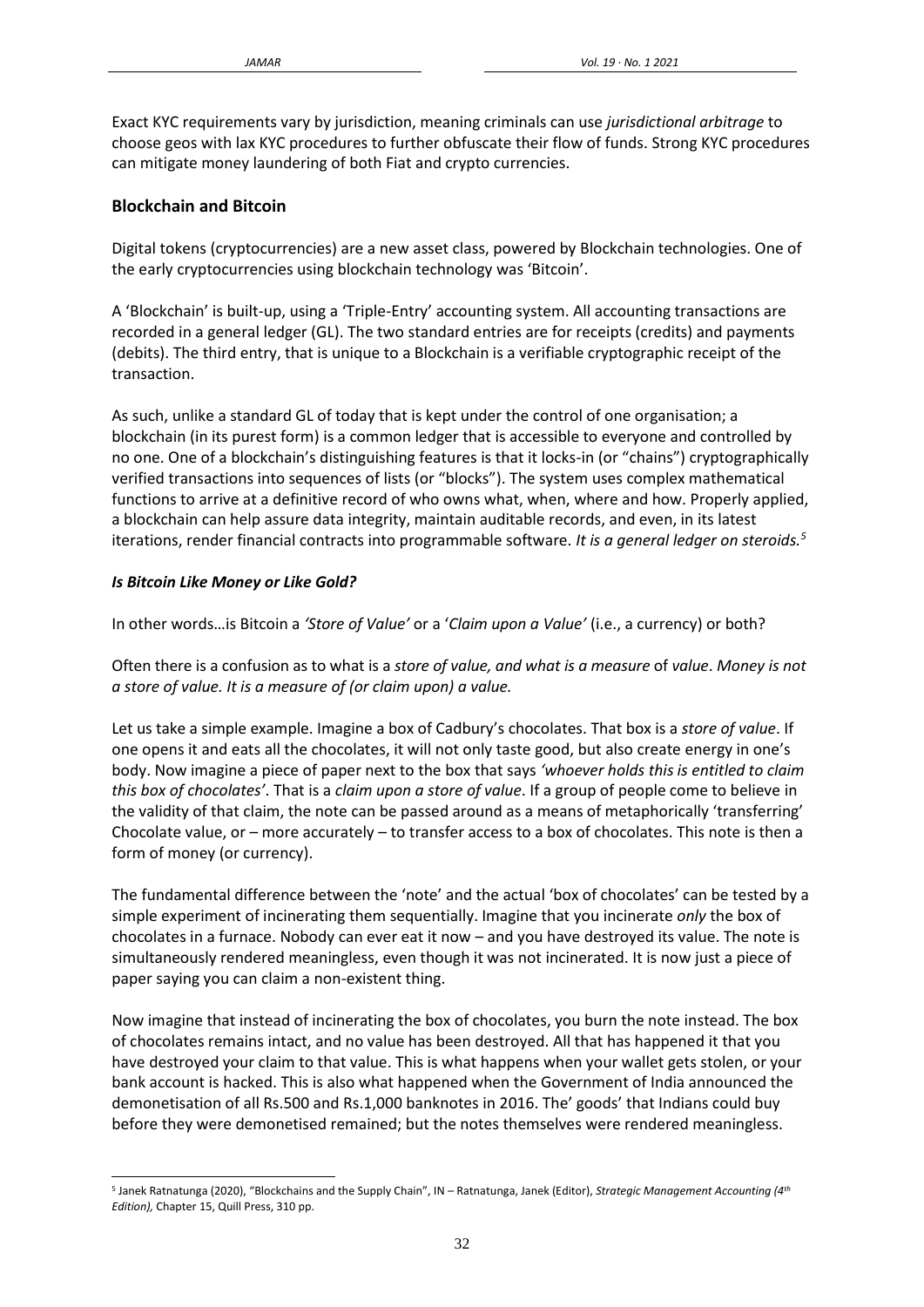Exact KYC requirements vary by jurisdiction, meaning criminals can use *jurisdictional arbitrage* to choose geos with lax KYC procedures to further obfuscate their flow of funds. Strong KYC procedures can mitigate money laundering of both Fiat and crypto currencies.

## Blockchain and Bitcoin

Digital tokens (cryptocurrencies) are a new asset class, powered by Blockchain technologies. One of the early cryptocurrencies using blockchain technology was 'Bitcoin'.

A 'Blockchain' is built-up, using a 'Triple-Entry' accounting system. All accounting transactions are recorded in a general ledger (GL). The two standard entries are for receipts (credits) and payments (debits). The third entry, that is unique to a Blockchain is a verifiable cryptographic receipt of the transaction.

As such, unlike a standard GL of today that is kept under the control of one organisation; a blockchain (in its purest form) is a common ledger that is accessible to everyone and controlled by no one. One of a blockchain's distinguishing features is that it locks-in (or "chains") cryptographically verified transactions into sequences of lists (or "blocks"). The system uses complex mathematical functions to arrive at a definitive record of who owns what, when, where and how. Properly applied, a blockchain can help assure data integrity, maintain auditable records, and even, in its latest iterations, render financial contracts into programmable software. *It is a general ledger on steroids.*[5]

### *Is Bitcoin Like Money or Like Gold?*

In other words…is Bitcoin a *'Store of Value'* or a '*Claim upon a Value'* (i.e., a currency) or both?

Often there is a confusion as to what is a *store of value, and what is a measure* of *value*. *Money is not a store of value. It is a measure of (or claim upon) a value.*

Let us take a simple example. Imagine a box of Cadbury's chocolates. That box is a *store of value*. If one opens it and eats all the chocolates, it will not only taste good, but also create energy in one's body. Now imagine a piece of paper next to the box that says *'whoever holds this is entitled to claim this box of chocolates'*. That is a *claim upon a store of value*. If a group of people come to believe in the validity of that claim, the note can be passed around as a means of metaphorically 'transferring' Chocolate value, or – more accurately – to transfer access to a box of chocolates. This note is then a form of money (or currency).

The fundamental difference between the 'note' and the actual 'box of chocolates' can be tested by a simple experiment of incinerating them sequentially. Imagine that you incinerate *only* the box of chocolates in a furnace. Nobody can ever eat it now – and you have destroyed its value. The note is simultaneously rendered meaningless, even though it was not incinerated. It is now just a piece of paper saying you can claim a non-existent thing.

Now imagine that instead of incinerating the box of chocolates, you burn the note instead. The box of chocolates remains intact, and no value has been destroyed. All that has happened it that you have destroyed your claim to that value. This is what happens when your wallet gets stolen, or your bank account is hacked. This is also what happened when the Government of India announced the demonetisation of all Rs.500 and Rs.1,000 banknotes in 2016. The' goods' that Indians could buy before they were demonetised remained; but the notes themselves were rendered meaningless.

---

[5] Janek Ratnatunga (2020), "Blockchains and the Supply Chain", IN – Ratnatunga, Janek (Editor), *Strategic Management Accounting (4th Edition),* Chapter 15, Quill Press, 310 pp.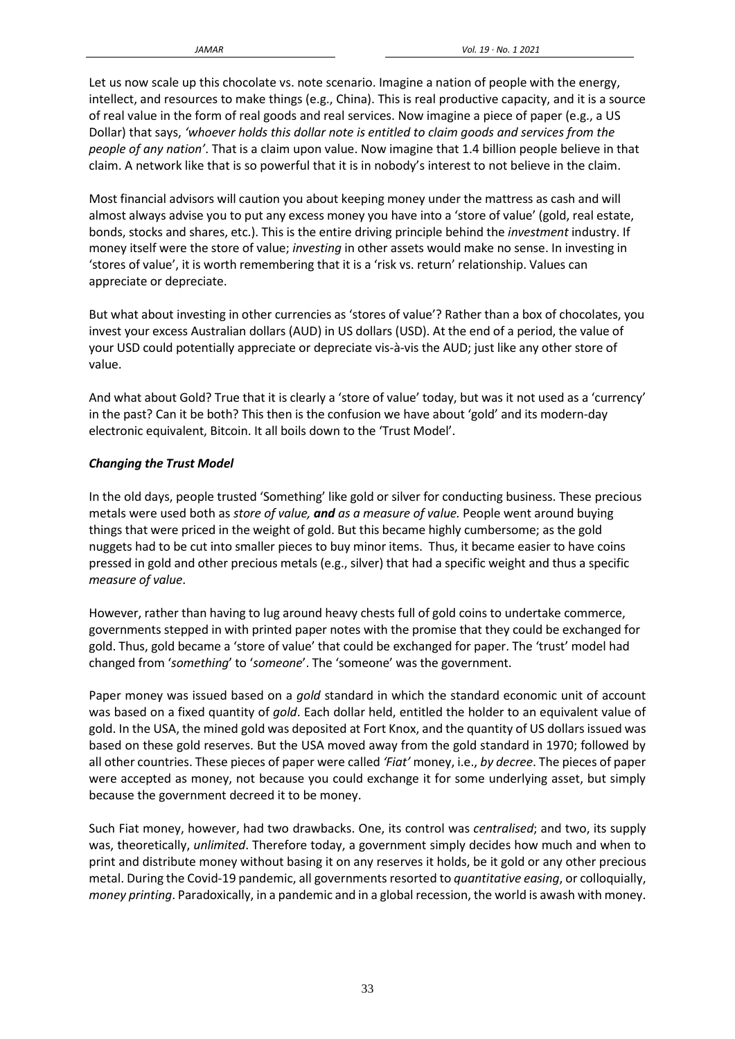Let us now scale up this chocolate vs. note scenario. Imagine a nation of people with the energy, intellect, and resources to make things (e.g., China). This is real productive capacity, and it is a source of real value in the form of real goods and real services. Now imagine a piece of paper (e.g., a US Dollar) that says, *'whoever holds this dollar note is entitled to claim goods and services from the people of any nation'*. That is a claim upon value. Now imagine that 1.4 billion people believe in that claim. A network like that is so powerful that it is in nobody's interest to not believe in the claim.

Most financial advisors will caution you about keeping money under the mattress as cash and will almost always advise you to put any excess money you have into a 'store of value' (gold, real estate, bonds, stocks and shares, etc.). This is the entire driving principle behind the *investment* industry. If money itself were the store of value; *investing* in other assets would make no sense. In investing in 'stores of value', it is worth remembering that it is a 'risk vs. return' relationship. Values can appreciate or depreciate.

But what about investing in other currencies as 'stores of value'? Rather than a box of chocolates, you invest your excess Australian dollars (AUD) in US dollars (USD). At the end of a period, the value of your USD could potentially appreciate or depreciate vis-à-vis the AUD; just like any other store of value.

And what about Gold? True that it is clearly a 'store of value' today, but was it not used as a 'currency' in the past? Can it be both? This then is the confusion we have about 'gold' and its modern-day electronic equivalent, Bitcoin. It all boils down to the 'Trust Model'.

***Changing the Trust Model***

In the old days, people trusted 'Something' like gold or silver for conducting business. These precious metals were used both as *store of value,* ***and*** *as a measure of value.* People went around buying things that were priced in the weight of gold. But this became highly cumbersome; as the gold nuggets had to be cut into smaller pieces to buy minor items. Thus, it became easier to have coins pressed in gold and other precious metals (e.g., silver) that had a specific weight and thus a specific *measure of value*.

However, rather than having to lug around heavy chests full of gold coins to undertake commerce, governments stepped in with printed paper notes with the promise that they could be exchanged for gold. Thus, gold became a 'store of value' that could be exchanged for paper. The 'trust' model had changed from '*something*' to '*someone*'. The 'someone' was the government.

Paper money was issued based on a *gold* standard in which the standard economic unit of account was based on a fixed quantity of *gold*. Each dollar held, entitled the holder to an equivalent value of gold. In the USA, the mined gold was deposited at Fort Knox, and the quantity of US dollars issued was based on these gold reserves. But the USA moved away from the gold standard in 1970; followed by all other countries. These pieces of paper were called *'Fiat'* money, i.e., *by decree*. The pieces of paper were accepted as money, not because you could exchange it for some underlying asset, but simply because the government decreed it to be money.

Such Fiat money, however, had two drawbacks. One, its control was *centralised*; and two, its supply was, theoretically, *unlimited*. Therefore today, a government simply decides how much and when to print and distribute money without basing it on any reserves it holds, be it gold or any other precious metal. During the Covid-19 pandemic, all governments resorted to *quantitative easing*, or colloquially, *money printing*. Paradoxically, in a pandemic and in a global recession, the world is awash with money.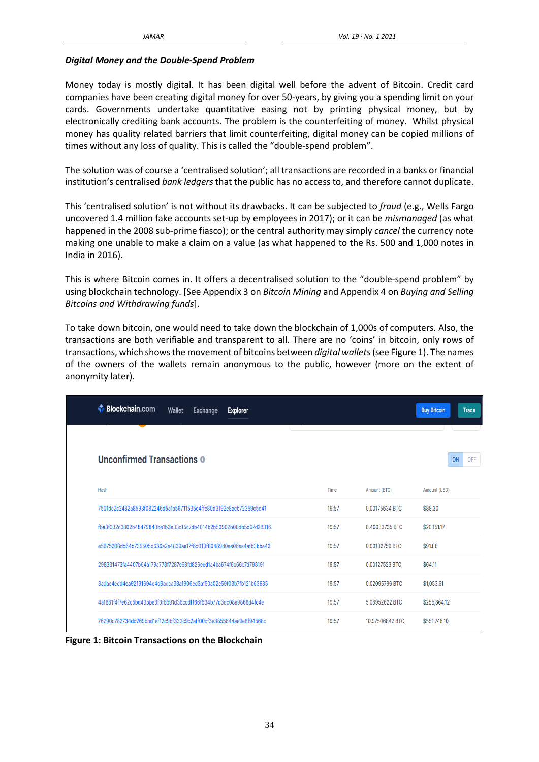***Digital Money and the Double-Spend Problem***

Money today is mostly digital. It has been digital well before the advent of Bitcoin. Credit card companies have been creating digital money for over 50-years, by giving you a spending limit on your cards. Governments undertake quantitative easing not by printing physical money, but by electronically crediting bank accounts. The problem is the counterfeiting of money. Whilst physical money has quality related barriers that limit counterfeiting, digital money can be copied millions of times without any loss of quality. This is called the "double-spend problem".

The solution was of course a 'centralised solution'; all transactions are recorded in a banks or financial institution's centralised *bank ledgers* that the public has no access to, and therefore cannot duplicate.

This 'centralised solution' is not without its drawbacks. It can be subjected to *fraud* (e.g., Wells Fargo uncovered 1.4 million fake accounts set-up by employees in 2017); or it can be *mismanaged* (as what happened in the 2008 sub-prime fiasco); or the central authority may simply *cancel* the currency note making one unable to make a claim on a value (as what happened to the Rs. 500 and 1,000 notes in India in 2016).

This is where Bitcoin comes in. It offers a decentralised solution to the "double-spend problem" by using blockchain technology. [See Appendix 3 on *Bitcoin Mining* and Appendix 4 on *Buying and Selling Bitcoins and Withdrawing funds*].

To take down bitcoin, one would need to take down the blockchain of 1,000s of computers. Also, the transactions are both verifiable and transparent to all. There are no 'coins' in bitcoin, only rows of transactions, which shows the movement of bitcoins between *digital wallets* (see Figure 1). The names of the owners of the wallets remain anonymous to the public, however (more on the extent of anonymity later).

Blockchain.com — Wallet — Exchange — Explorer — Buy Bitcoin — Trade

**Unconfirmed Transactions**

| Hash | Time | Amount (BTC) | Amount (USD) |
|---|---|---|---|
| 7501dc2c2482a8593f082246d5a1a56711535c4ffe80d3192e8acb72359c5d41 | 19:57 | 0.00175634 BTC | $88.30 |
| fba3f032c3802b48479843be1b3e33c15c7db4014b2b50902b08db5d07d28316 | 19:57 | 0.40083735 BTC | $20,151.17 |
| e5875208db64b735505d636a2e4839aa17f6d010f86489d0ae06ea4afb3bba43 | 19:57 | 0.00182759 BTC | $91.88 |
| 298331473fa4407b64a179a778f7287e68fd826eed1a4be674f6c66c7d798191 | 19:57 | 0.00127523 BTC | $64.11 |
| 3adae4edd4ea92191694e4d9adca38a1906ed3af50a02e59f03b7fb121b63685 | 19:57 | 0.02095796 BTC | $1,053.61 |
| 4a1881f4f7e62c5bd495be3f3f8591d36ccdf166f634b77d3dc08a9868d4fc4e | 19:57 | 5.08952622 BTC | $255,864.12 |
| 76290c782734dd769bbd1ef12c9bf332c9c2aff00cf3e3855644ae9e6f94568c | 19:57 | 10.97506842 BTC | $551,746.10 |

**Figure 1: Bitcoin Transactions on the Blockchain**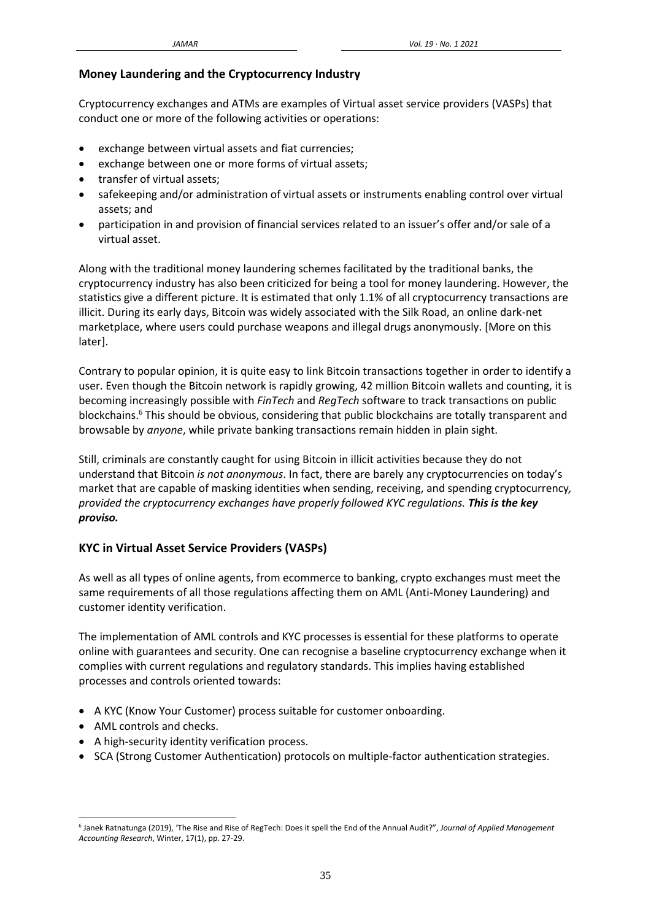## Money Laundering and the Cryptocurrency Industry

Cryptocurrency exchanges and ATMs are examples of Virtual asset service providers (VASPs) that conduct one or more of the following activities or operations:

- exchange between virtual assets and fiat currencies;
- exchange between one or more forms of virtual assets;
- transfer of virtual assets;
- safekeeping and/or administration of virtual assets or instruments enabling control over virtual assets; and
- participation in and provision of financial services related to an issuer's offer and/or sale of a virtual asset.

Along with the traditional money laundering schemes facilitated by the traditional banks, the cryptocurrency industry has also been criticized for being a tool for money laundering. However, the statistics give a different picture. It is estimated that only 1.1% of all cryptocurrency transactions are illicit. During its early days, Bitcoin was widely associated with the Silk Road, an online dark-net marketplace, where users could purchase weapons and illegal drugs anonymously. [More on this later].

Contrary to popular opinion, it is quite easy to link Bitcoin transactions together in order to identify a user. Even though the Bitcoin network is rapidly growing, 42 million Bitcoin wallets and counting, it is becoming increasingly possible with *FinTech* and *RegTech* software to track transactions on public blockchains.[6] This should be obvious, considering that public blockchains are totally transparent and browsable by *anyone*, while private banking transactions remain hidden in plain sight.

Still, criminals are constantly caught for using Bitcoin in illicit activities because they do not understand that Bitcoin *is not anonymous*. In fact, there are barely any cryptocurrencies on today's market that are capable of masking identities when sending, receiving, and spending cryptocurrency*, provided the cryptocurrency exchanges have properly followed KYC regulations.* ***This is the key proviso.***

## KYC in Virtual Asset Service Providers (VASPs)

As well as all types of online agents, from ecommerce to banking, crypto exchanges must meet the same requirements of all those regulations affecting them on AML (Anti-Money Laundering) and customer identity verification.

The implementation of AML controls and KYC processes is essential for these platforms to operate online with guarantees and security. One can recognise a baseline cryptocurrency exchange when it complies with current regulations and regulatory standards. This implies having established processes and controls oriented towards:

- A KYC (Know Your Customer) process suitable for customer onboarding.
- AML controls and checks.
- A high-security identity verification process.
- SCA (Strong Customer Authentication) protocols on multiple-factor authentication strategies.

[6] Janek Ratnatunga (2019), 'The Rise and Rise of RegTech: Does it spell the End of the Annual Audit?", *Journal of Applied Management Accounting Research*, Winter, 17(1), pp. 27-29.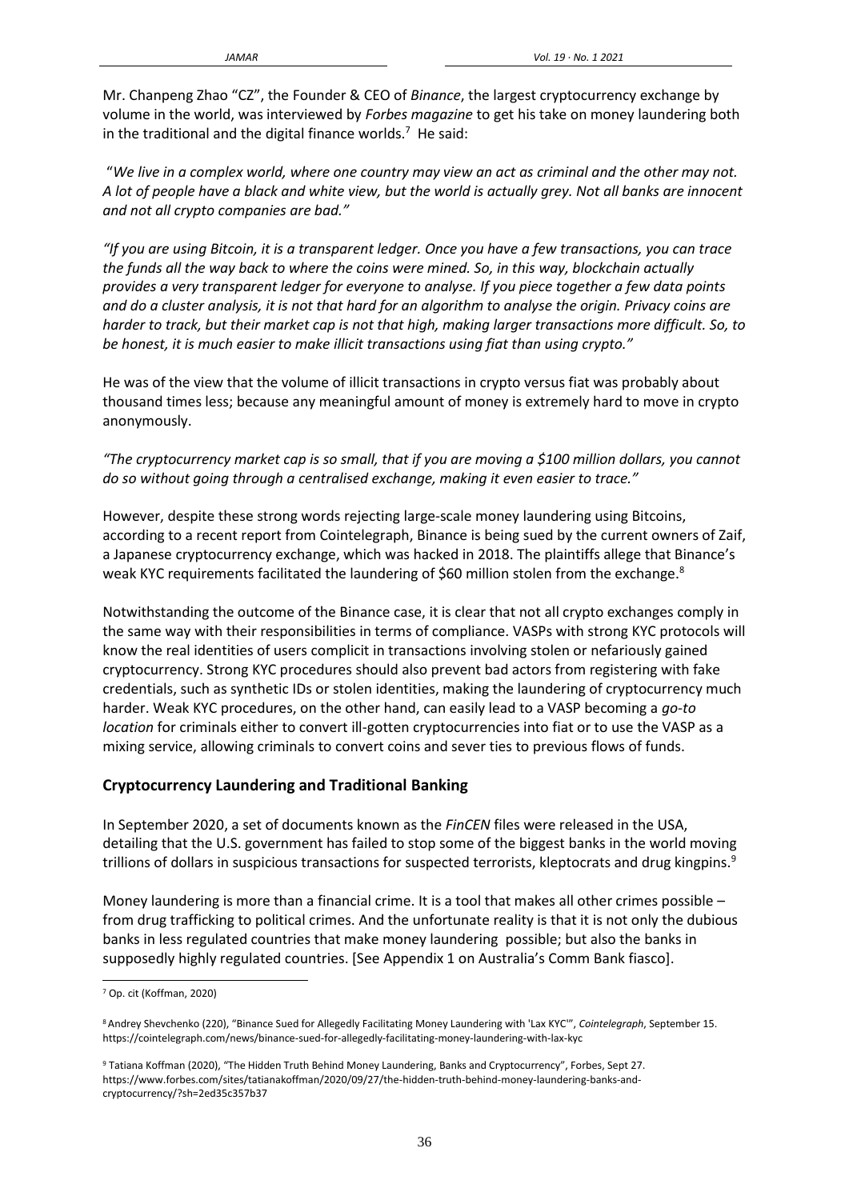Mr. Chanpeng Zhao "CZ", the Founder & CEO of *Binance*, the largest cryptocurrency exchange by volume in the world, was interviewed by *Forbes magazine* to get his take on money laundering both in the traditional and the digital finance worlds.[7] He said:

"*We live in a complex world, where one country may view an act as criminal and the other may not. A lot of people have a black and white view, but the world is actually grey. Not all banks are innocent and not all crypto companies are bad."*

*"If you are using Bitcoin, it is a transparent ledger. Once you have a few transactions, you can trace the funds all the way back to where the coins were mined. So, in this way, blockchain actually provides a very transparent ledger for everyone to analyse. If you piece together a few data points and do a cluster analysis, it is not that hard for an algorithm to analyse the origin. Privacy coins are harder to track, but their market cap is not that high, making larger transactions more difficult. So, to be honest, it is much easier to make illicit transactions using fiat than using crypto."*

He was of the view that the volume of illicit transactions in crypto versus fiat was probably about thousand times less; because any meaningful amount of money is extremely hard to move in crypto anonymously.

*"The cryptocurrency market cap is so small, that if you are moving a $100 million dollars, you cannot do so without going through a centralised exchange, making it even easier to trace."*

However, despite these strong words rejecting large-scale money laundering using Bitcoins, according to a recent report from Cointelegraph, Binance is being sued by the current owners of Zaif, a Japanese cryptocurrency exchange, which was hacked in 2018. The plaintiffs allege that Binance's weak KYC requirements facilitated the laundering of $60 million stolen from the exchange.[8]

Notwithstanding the outcome of the Binance case, it is clear that not all crypto exchanges comply in the same way with their responsibilities in terms of compliance. VASPs with strong KYC protocols will know the real identities of users complicit in transactions involving stolen or nefariously gained cryptocurrency. Strong KYC procedures should also prevent bad actors from registering with fake credentials, such as synthetic IDs or stolen identities, making the laundering of cryptocurrency much harder. Weak KYC procedures, on the other hand, can easily lead to a VASP becoming a *go-to location* for criminals either to convert ill-gotten cryptocurrencies into fiat or to use the VASP as a mixing service, allowing criminals to convert coins and sever ties to previous flows of funds.

## Cryptocurrency Laundering and Traditional Banking

In September 2020, a set of documents known as the *FinCEN* files were released in the USA, detailing that the U.S. government has failed to stop some of the biggest banks in the world moving trillions of dollars in suspicious transactions for suspected terrorists, kleptocrats and drug kingpins.[9]

Money laundering is more than a financial crime. It is a tool that makes all other crimes possible – from drug trafficking to political crimes. And the unfortunate reality is that it is not only the dubious banks in less regulated countries that make money laundering possible; but also the banks in supposedly highly regulated countries. [See Appendix 1 on Australia's Comm Bank fiasco].

---

[7] Op. cit (Koffman, 2020)

[8] Andrey Shevchenko (220), "Binance Sued for Allegedly Facilitating Money Laundering with 'Lax KYC'", *Cointelegraph*, September 15. https://cointelegraph.com/news/binance-sued-for-allegedly-facilitating-money-laundering-with-lax-kyc

[9] Tatiana Koffman (2020), "The Hidden Truth Behind Money Laundering, Banks and Cryptocurrency", Forbes, Sept 27. https://www.forbes.com/sites/tatianakoffman/2020/09/27/the-hidden-truth-behind-money-laundering-banks-and-cryptocurrency/?sh=2ed35c357b37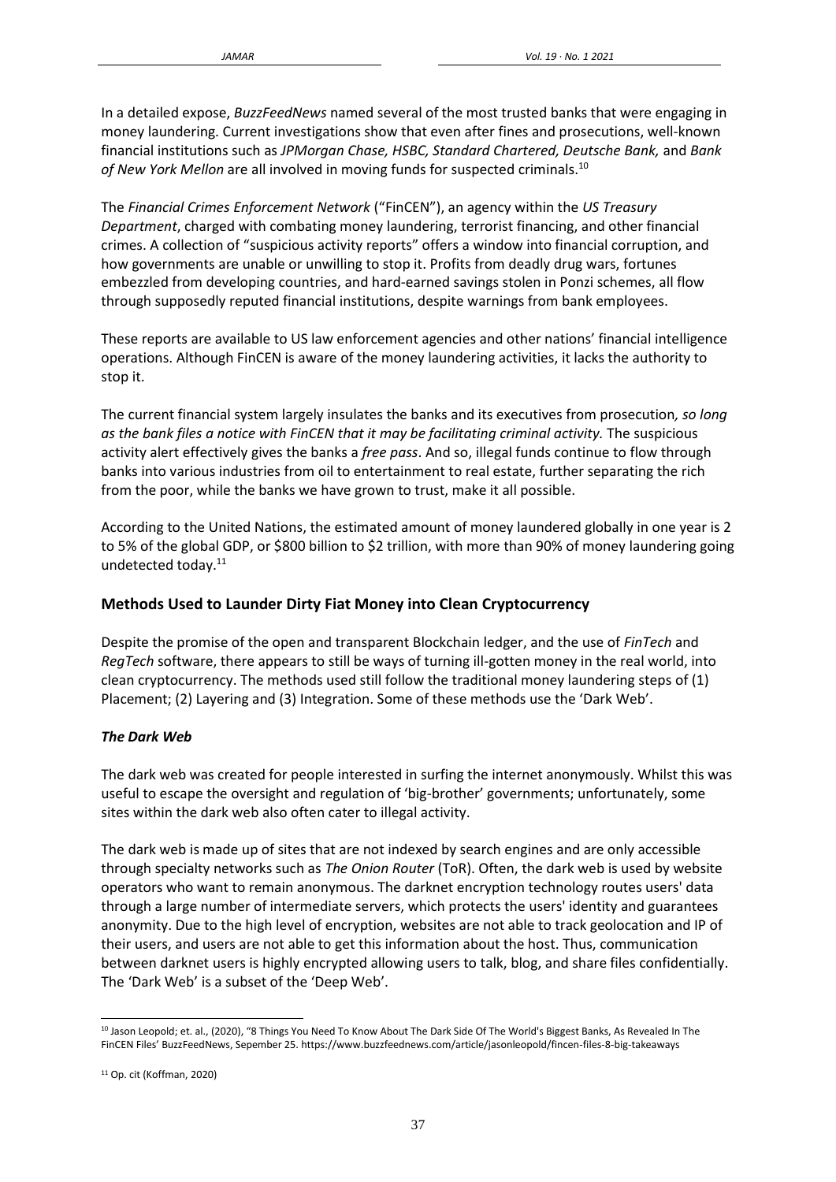In a detailed expose, *BuzzFeedNews* named several of the most trusted banks that were engaging in money laundering. Current investigations show that even after fines and prosecutions, well-known financial institutions such as *JPMorgan Chase, HSBC, Standard Chartered, Deutsche Bank,* and *Bank of New York Mellon* are all involved in moving funds for suspected criminals.[10]

The *Financial Crimes Enforcement Network* ("FinCEN"), an agency within the *US Treasury Department*, charged with combating money laundering, terrorist financing, and other financial crimes. A collection of "suspicious activity reports" offers a window into financial corruption, and how governments are unable or unwilling to stop it. Profits from deadly drug wars, fortunes embezzled from developing countries, and hard-earned savings stolen in Ponzi schemes, all flow through supposedly reputed financial institutions, despite warnings from bank employees.

These reports are available to US law enforcement agencies and other nations' financial intelligence operations. Although FinCEN is aware of the money laundering activities, it lacks the authority to stop it.

The current financial system largely insulates the banks and its executives from prosecution*, so long as the bank files a notice with FinCEN that it may be facilitating criminal activity.* The suspicious activity alert effectively gives the banks a *free pass*. And so, illegal funds continue to flow through banks into various industries from oil to entertainment to real estate, further separating the rich from the poor, while the banks we have grown to trust, make it all possible.

According to the United Nations, the estimated amount of money laundered globally in one year is 2 to 5% of the global GDP, or $800 billion to $2 trillion, with more than 90% of money laundering going undetected today.[11]

## Methods Used to Launder Dirty Fiat Money into Clean Cryptocurrency

Despite the promise of the open and transparent Blockchain ledger, and the use of *FinTech* and *RegTech* software, there appears to still be ways of turning ill-gotten money in the real world, into clean cryptocurrency. The methods used still follow the traditional money laundering steps of (1) Placement; (2) Layering and (3) Integration. Some of these methods use the 'Dark Web'.

### *The Dark Web*

The dark web was created for people interested in surfing the internet anonymously. Whilst this was useful to escape the oversight and regulation of 'big-brother' governments; unfortunately, some sites within the dark web also often cater to illegal activity.

The dark web is made up of sites that are not indexed by search engines and are only accessible through specialty networks such as *The Onion Router* (ToR). Often, the dark web is used by website operators who want to remain anonymous. The darknet encryption technology routes users' data through a large number of intermediate servers, which protects the users' identity and guarantees anonymity. Due to the high level of encryption, websites are not able to track geolocation and IP of their users, and users are not able to get this information about the host. Thus, communication between darknet users is highly encrypted allowing users to talk, blog, and share files confidentially. The 'Dark Web' is a subset of the 'Deep Web'.

---

[10] Jason Leopold; et. al., (2020), "8 Things You Need To Know About The Dark Side Of The World's Biggest Banks, As Revealed In The FinCEN Files' BuzzFeedNews, Sepember 25. https://www.buzzfeednews.com/article/jasonleopold/fincen-files-8-big-takeaways

[11] Op. cit (Koffman, 2020)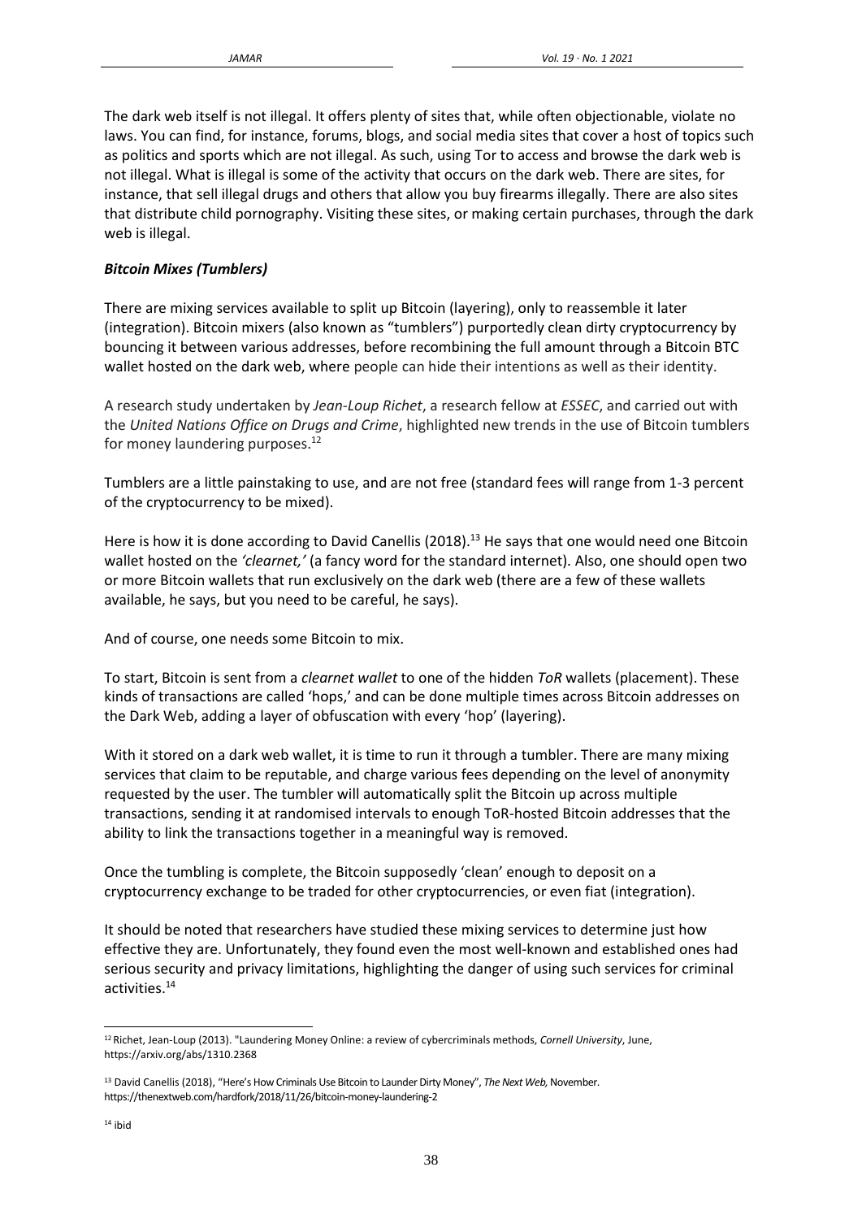The dark web itself is not illegal. It offers plenty of sites that, while often objectionable, violate no laws. You can find, for instance, forums, blogs, and social media sites that cover a host of topics such as politics and sports which are not illegal. As such, using Tor to access and browse the dark web is not illegal. What is illegal is some of the activity that occurs on the dark web. There are sites, for instance, that sell illegal drugs and others that allow you buy firearms illegally. There are also sites that distribute child pornography. Visiting these sites, or making certain purchases, through the dark web is illegal.

***Bitcoin Mixes (Tumblers)***

There are mixing services available to split up Bitcoin (layering), only to reassemble it later (integration). Bitcoin mixers (also known as "tumblers") purportedly clean dirty cryptocurrency by bouncing it between various addresses, before recombining the full amount through a Bitcoin BTC wallet hosted on the dark web, where people can hide their intentions as well as their identity.

A research study undertaken by *Jean-Loup Richet*, a research fellow at *ESSEC*, and carried out with the *United Nations Office on Drugs and Crime*, highlighted new trends in the use of Bitcoin tumblers for money laundering purposes.[12]

Tumblers are a little painstaking to use, and are not free (standard fees will range from 1-3 percent of the cryptocurrency to be mixed).

Here is how it is done according to David Canellis (2018).[13] He says that one would need one Bitcoin wallet hosted on the *'clearnet,'* (a fancy word for the standard internet). Also, one should open two or more Bitcoin wallets that run exclusively on the dark web (there are a few of these wallets available, he says, but you need to be careful, he says).

And of course, one needs some Bitcoin to mix.

To start, Bitcoin is sent from a *clearnet wallet* to one of the hidden *ToR* wallets (placement). These kinds of transactions are called 'hops,' and can be done multiple times across Bitcoin addresses on the Dark Web, adding a layer of obfuscation with every 'hop' (layering).

With it stored on a dark web wallet, it is time to run it through a tumbler. There are many mixing services that claim to be reputable, and charge various fees depending on the level of anonymity requested by the user. The tumbler will automatically split the Bitcoin up across multiple transactions, sending it at randomised intervals to enough ToR-hosted Bitcoin addresses that the ability to link the transactions together in a meaningful way is removed.

Once the tumbling is complete, the Bitcoin supposedly 'clean' enough to deposit on a cryptocurrency exchange to be traded for other cryptocurrencies, or even fiat (integration).

It should be noted that researchers have studied these mixing services to determine just how effective they are. Unfortunately, they found even the most well-known and established ones had serious security and privacy limitations, highlighting the danger of using such services for criminal activities.[14]

---

[12] Richet, Jean-Loup (2013). "Laundering Money Online: a review of cybercriminals methods, *Cornell University*, June, https://arxiv.org/abs/1310.2368

[13] David Canellis (2018), "Here's How Criminals Use Bitcoin to Launder Dirty Money", *The Next Web,* November. https://thenextweb.com/hardfork/2018/11/26/bitcoin-money-laundering-2

[14] ibid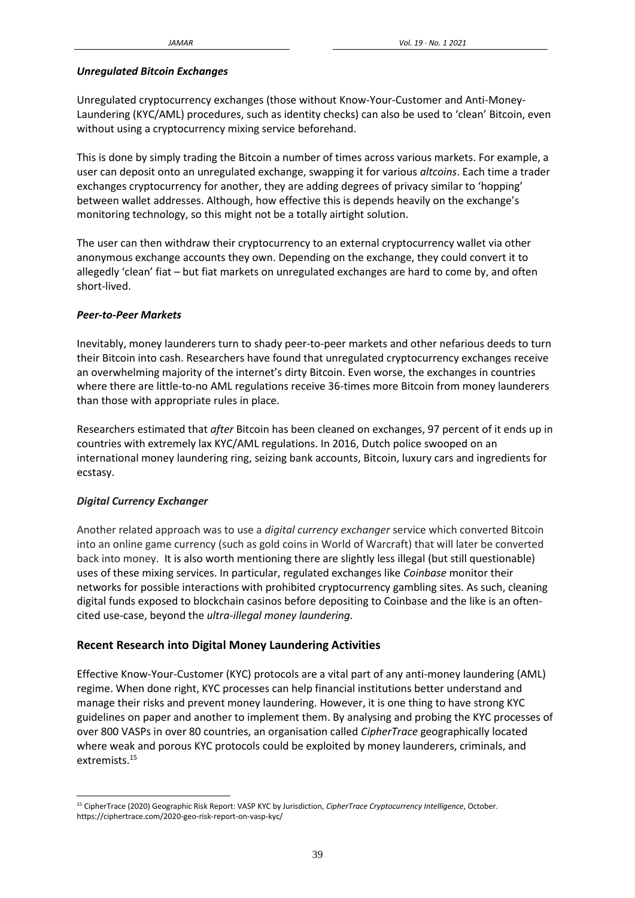### *Unregulated Bitcoin Exchanges*

Unregulated cryptocurrency exchanges (those without Know-Your-Customer and Anti-Money-Laundering (KYC/AML) procedures, such as identity checks) can also be used to 'clean' Bitcoin, even without using a cryptocurrency mixing service beforehand.

This is done by simply trading the Bitcoin a number of times across various markets. For example, a user can deposit onto an unregulated exchange, swapping it for various *altcoins*. Each time a trader exchanges cryptocurrency for another, they are adding degrees of privacy similar to 'hopping' between wallet addresses. Although, how effective this is depends heavily on the exchange's monitoring technology, so this might not be a totally airtight solution.

The user can then withdraw their cryptocurrency to an external cryptocurrency wallet via other anonymous exchange accounts they own. Depending on the exchange, they could convert it to allegedly 'clean' fiat – but fiat markets on unregulated exchanges are hard to come by, and often short-lived.

### *Peer-to-Peer Markets*

Inevitably, money launderers turn to shady peer-to-peer markets and other nefarious deeds to turn their Bitcoin into cash. Researchers have found that unregulated cryptocurrency exchanges receive an overwhelming majority of the internet's dirty Bitcoin. Even worse, the exchanges in countries where there are little-to-no AML regulations receive 36-times more Bitcoin from money launderers than those with appropriate rules in place.

Researchers estimated that *after* Bitcoin has been cleaned on exchanges, 97 percent of it ends up in countries with extremely lax KYC/AML regulations. In 2016, Dutch police swooped on an international money laundering ring, seizing bank accounts, Bitcoin, luxury cars and ingredients for ecstasy.

### *Digital Currency Exchanger*

Another related approach was to use a *digital currency exchanger* service which converted Bitcoin into an online game currency (such as gold coins in World of Warcraft) that will later be converted back into money. It is also worth mentioning there are slightly less illegal (but still questionable) uses of these mixing services. In particular, regulated exchanges like *Coinbase* monitor their networks for possible interactions with prohibited cryptocurrency gambling sites. As such, cleaning digital funds exposed to blockchain casinos before depositing to Coinbase and the like is an often-cited use-case, beyond the *ultra-illegal money laundering.*

## Recent Research into Digital Money Laundering Activities

Effective Know-Your-Customer (KYC) protocols are a vital part of any anti-money laundering (AML) regime. When done right, KYC processes can help financial institutions better understand and manage their risks and prevent money laundering. However, it is one thing to have strong KYC guidelines on paper and another to implement them. By analysing and probing the KYC processes of over 800 VASPs in over 80 countries, an organisation called *CipherTrace* geographically located where weak and porous KYC protocols could be exploited by money launderers, criminals, and extremists.[15]

---

[15] CipherTrace (2020) Geographic Risk Report: VASP KYC by Jurisdiction, *CipherTrace Cryptocurrency Intelligence*, October. https://ciphertrace.com/2020-geo-risk-report-on-vasp-kyc/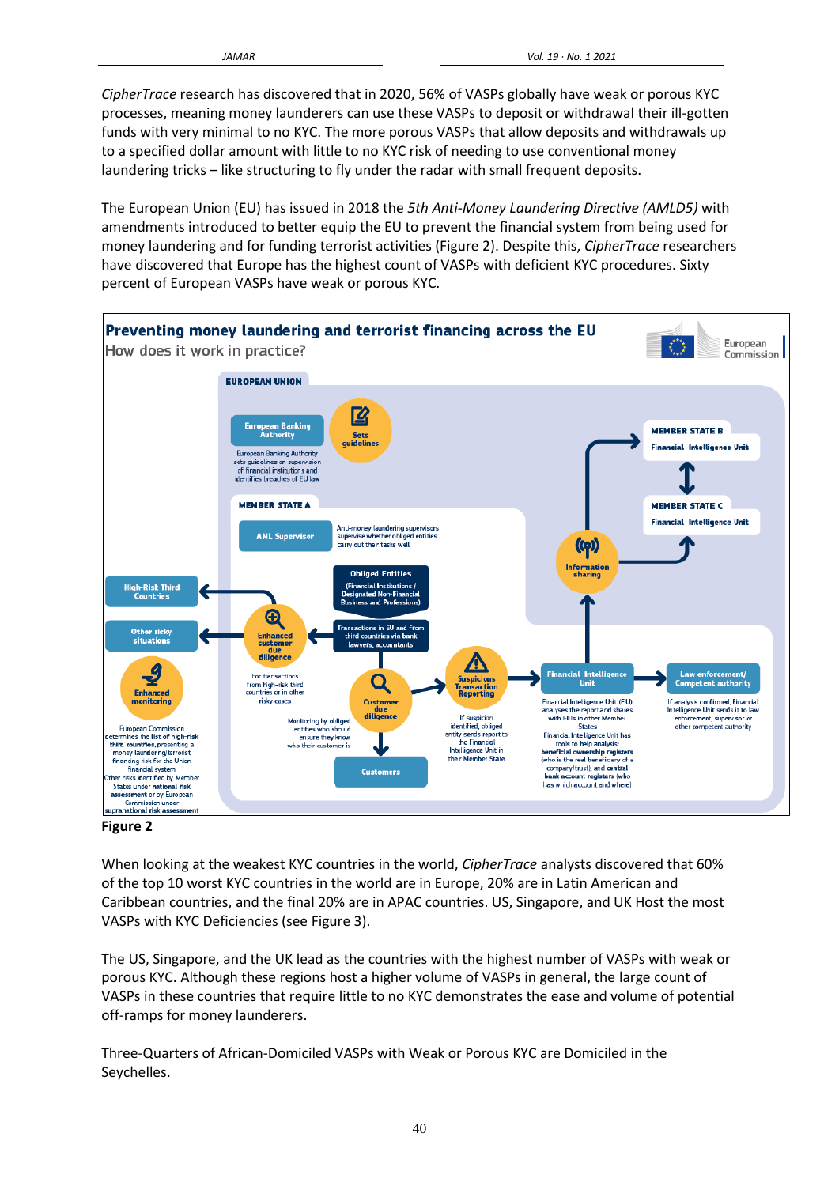*CipherTrace* research has discovered that in 2020, 56% of VASPs globally have weak or porous KYC processes, meaning money launderers can use these VASPs to deposit or withdrawal their ill-gotten funds with very minimal to no KYC. The more porous VASPs that allow deposits and withdrawals up to a specified dollar amount with little to no KYC risk of needing to use conventional money laundering tricks – like structuring to fly under the radar with small frequent deposits.

The European Union (EU) has issued in 2018 the *5th Anti-Money Laundering Directive (AMLD5)* with amendments introduced to better equip the EU to prevent the financial system from being used for money laundering and for funding terrorist activities (Figure 2). Despite this, *CipherTrace* researchers have discovered that Europe has the highest count of VASPs with deficient KYC procedures. Sixty percent of European VASPs have weak or porous KYC.

**Figure 2**

When looking at the weakest KYC countries in the world, *CipherTrace* analysts discovered that 60% of the top 10 worst KYC countries in the world are in Europe, 20% are in Latin American and Caribbean countries, and the final 20% are in APAC countries. US, Singapore, and UK Host the most VASPs with KYC Deficiencies (see Figure 3).

The US, Singapore, and the UK lead as the countries with the highest number of VASPs with weak or porous KYC. Although these regions host a higher volume of VASPs in general, the large count of VASPs in these countries that require little to no KYC demonstrates the ease and volume of potential off-ramps for money launderers.

Three-Quarters of African-Domiciled VASPs with Weak or Porous KYC are Domiciled in the Seychelles.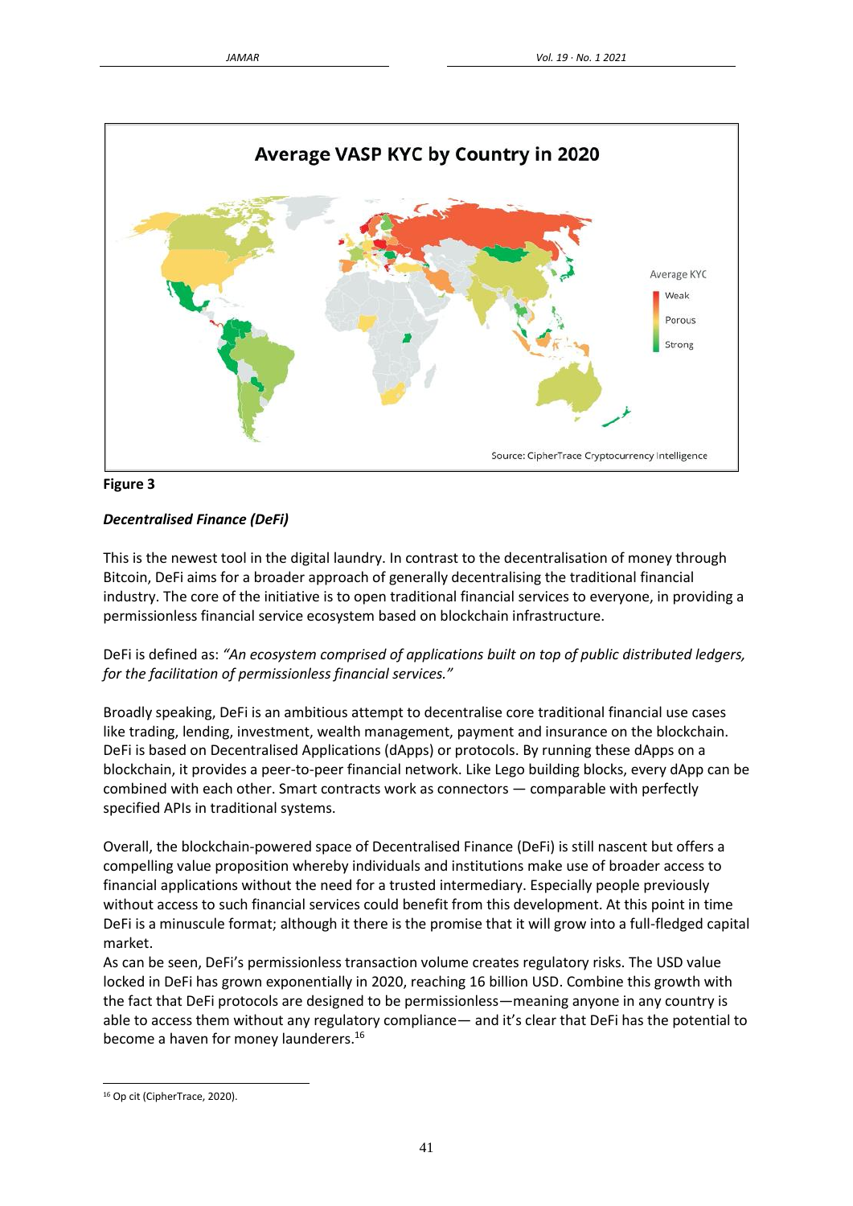**Figure 3**

### *Decentralised Finance (DeFi)*

This is the newest tool in the digital laundry. In contrast to the decentralisation of money through Bitcoin, DeFi aims for a broader approach of generally decentralising the traditional financial industry. The core of the initiative is to open traditional financial services to everyone, in providing a permissionless financial service ecosystem based on blockchain infrastructure.

DeFi is defined as: *"An ecosystem comprised of applications built on top of public distributed ledgers, for the facilitation of permissionless financial services."*

Broadly speaking, DeFi is an ambitious attempt to decentralise core traditional financial use cases like trading, lending, investment, wealth management, payment and insurance on the blockchain. DeFi is based on Decentralised Applications (dApps) or protocols. By running these dApps on a blockchain, it provides a peer-to-peer financial network. Like Lego building blocks, every dApp can be combined with each other. Smart contracts work as connectors — comparable with perfectly specified APIs in traditional systems.

Overall, the blockchain-powered space of Decentralised Finance (DeFi) is still nascent but offers a compelling value proposition whereby individuals and institutions make use of broader access to financial applications without the need for a trusted intermediary. Especially people previously without access to such financial services could benefit from this development. At this point in time DeFi is a minuscule format; although it there is the promise that it will grow into a full-fledged capital market.

As can be seen, DeFi's permissionless transaction volume creates regulatory risks. The USD value locked in DeFi has grown exponentially in 2020, reaching 16 billion USD. Combine this growth with the fact that DeFi protocols are designed to be permissionless—meaning anyone in any country is able to access them without any regulatory compliance— and it's clear that DeFi has the potential to become a haven for money launderers.[16]

---

[16] Op cit (CipherTrace, 2020).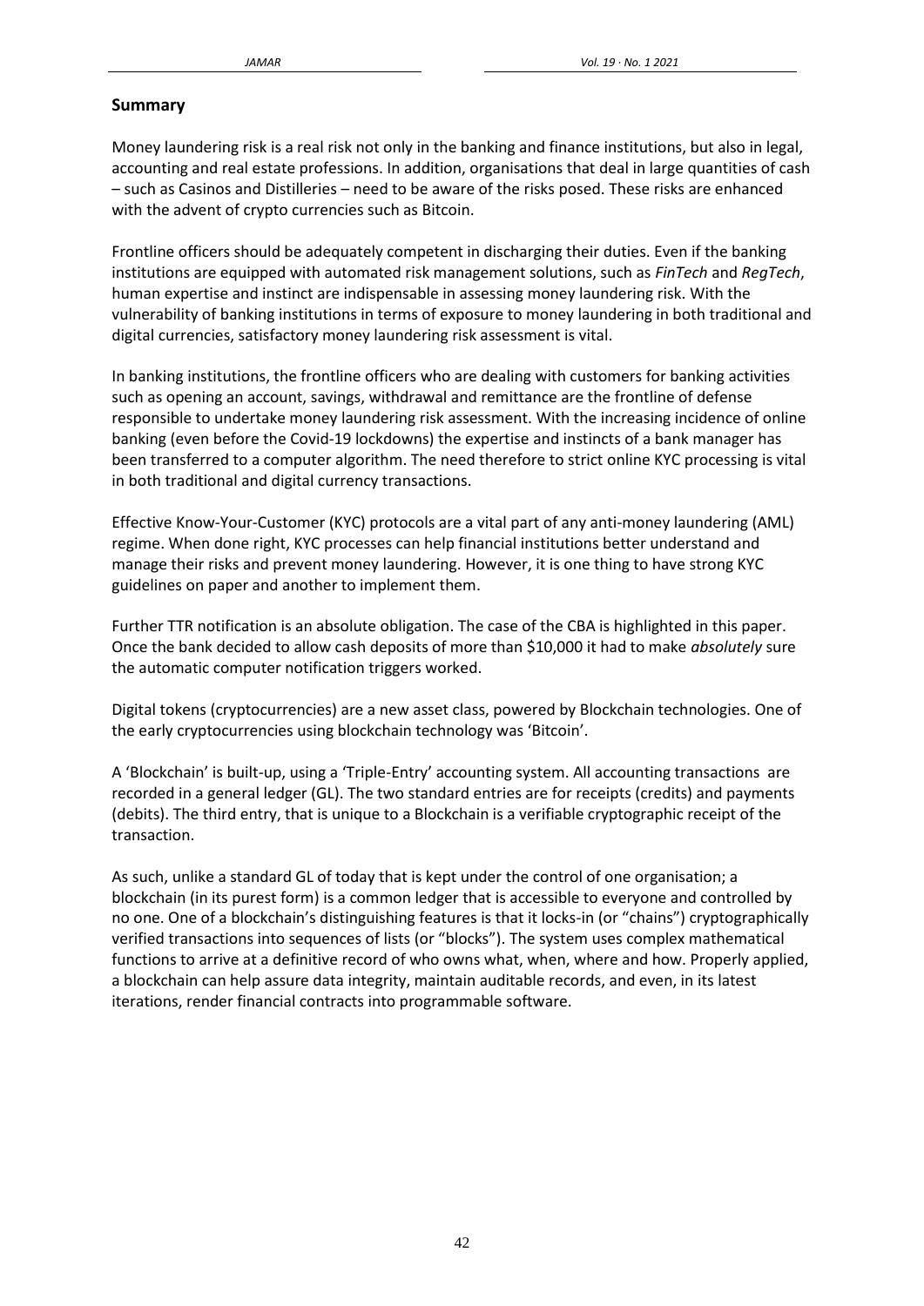## Summary

Money laundering risk is a real risk not only in the banking and finance institutions, but also in legal, accounting and real estate professions. In addition, organisations that deal in large quantities of cash – such as Casinos and Distilleries – need to be aware of the risks posed. These risks are enhanced with the advent of crypto currencies such as Bitcoin.

Frontline officers should be adequately competent in discharging their duties. Even if the banking institutions are equipped with automated risk management solutions, such as *FinTech* and *RegTech*, human expertise and instinct are indispensable in assessing money laundering risk. With the vulnerability of banking institutions in terms of exposure to money laundering in both traditional and digital currencies, satisfactory money laundering risk assessment is vital.

In banking institutions, the frontline officers who are dealing with customers for banking activities such as opening an account, savings, withdrawal and remittance are the frontline of defense responsible to undertake money laundering risk assessment. With the increasing incidence of online banking (even before the Covid-19 lockdowns) the expertise and instincts of a bank manager has been transferred to a computer algorithm. The need therefore to strict online KYC processing is vital in both traditional and digital currency transactions.

Effective Know-Your-Customer (KYC) protocols are a vital part of any anti-money laundering (AML) regime. When done right, KYC processes can help financial institutions better understand and manage their risks and prevent money laundering. However, it is one thing to have strong KYC guidelines on paper and another to implement them.

Further TTR notification is an absolute obligation. The case of the CBA is highlighted in this paper. Once the bank decided to allow cash deposits of more than \$10,000 it had to make *absolutely* sure the automatic computer notification triggers worked.

Digital tokens (cryptocurrencies) are a new asset class, powered by Blockchain technologies. One of the early cryptocurrencies using blockchain technology was 'Bitcoin'.

A 'Blockchain' is built-up, using a 'Triple-Entry' accounting system. All accounting transactions are recorded in a general ledger (GL). The two standard entries are for receipts (credits) and payments (debits). The third entry, that is unique to a Blockchain is a verifiable cryptographic receipt of the transaction.

As such, unlike a standard GL of today that is kept under the control of one organisation; a blockchain (in its purest form) is a common ledger that is accessible to everyone and controlled by no one. One of a blockchain's distinguishing features is that it locks-in (or "chains") cryptographically verified transactions into sequences of lists (or "blocks"). The system uses complex mathematical functions to arrive at a definitive record of who owns what, when, where and how. Properly applied, a blockchain can help assure data integrity, maintain auditable records, and even, in its latest iterations, render financial contracts into programmable software.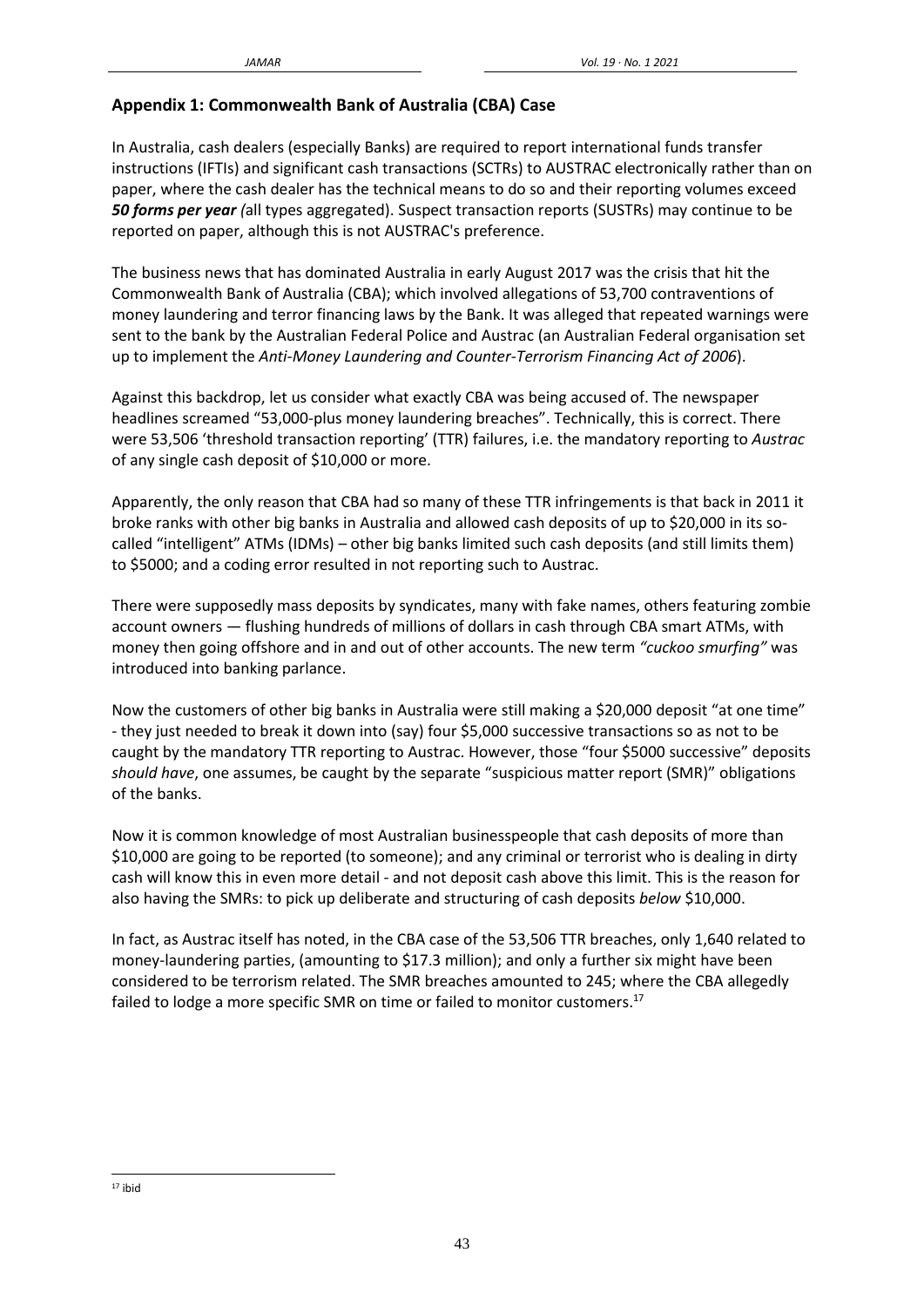## Appendix 1: Commonwealth Bank of Australia (CBA) Case

In Australia, cash dealers (especially Banks) are required to report international funds transfer instructions (IFTIs) and significant cash transactions (SCTRs) to AUSTRAC electronically rather than on paper, where the cash dealer has the technical means to do so and their reporting volumes exceed ***50 forms per year*** *(*all types aggregated). Suspect transaction reports (SUSTRs) may continue to be reported on paper, although this is not AUSTRAC's preference.

The business news that has dominated Australia in early August 2017 was the crisis that hit the Commonwealth Bank of Australia (CBA); which involved allegations of 53,700 contraventions of money laundering and terror financing laws by the Bank. It was alleged that repeated warnings were sent to the bank by the Australian Federal Police and Austrac (an Australian Federal organisation set up to implement the *Anti-Money Laundering and Counter-Terrorism Financing Act of 2006*).

Against this backdrop, let us consider what exactly CBA was being accused of. The newspaper headlines screamed "53,000-plus money laundering breaches". Technically, this is correct. There were 53,506 'threshold transaction reporting' (TTR) failures, i.e. the mandatory reporting to *Austrac* of any single cash deposit of $10,000 or more.

Apparently, the only reason that CBA had so many of these TTR infringements is that back in 2011 it broke ranks with other big banks in Australia and allowed cash deposits of up to $20,000 in its so-called "intelligent" ATMs (IDMs) – other big banks limited such cash deposits (and still limits them) to $5000; and a coding error resulted in not reporting such to Austrac.

There were supposedly mass deposits by syndicates, many with fake names, others featuring zombie account owners — flushing hundreds of millions of dollars in cash through CBA smart ATMs, with money then going offshore and in and out of other accounts. The new term *"cuckoo smurfing"* was introduced into banking parlance.

Now the customers of other big banks in Australia were still making a $20,000 deposit "at one time" - they just needed to break it down into (say) four $5,000 successive transactions so as not to be caught by the mandatory TTR reporting to Austrac. However, those "four $5000 successive" deposits *should have*, one assumes, be caught by the separate "suspicious matter report (SMR)" obligations of the banks.

Now it is common knowledge of most Australian businesspeople that cash deposits of more than $10,000 are going to be reported (to someone); and any criminal or terrorist who is dealing in dirty cash will know this in even more detail - and not deposit cash above this limit. This is the reason for also having the SMRs: to pick up deliberate and structuring of cash deposits *below* $10,000.

In fact, as Austrac itself has noted, in the CBA case of the 53,506 TTR breaches, only 1,640 related to money-laundering parties, (amounting to $17.3 million); and only a further six might have been considered to be terrorism related. The SMR breaches amounted to 245; where the CBA allegedly failed to lodge a more specific SMR on time or failed to monitor customers.[17]

[17] ibid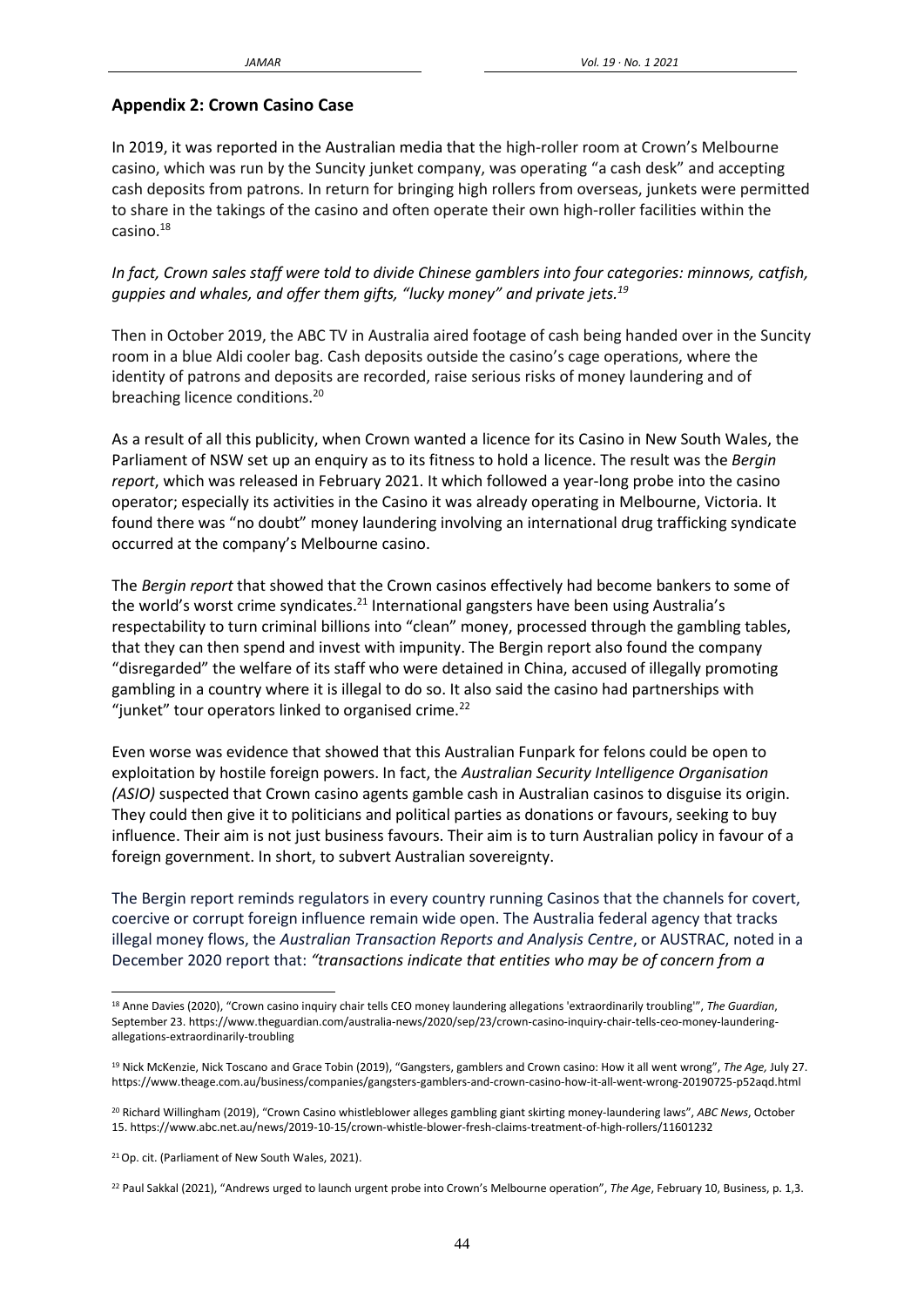## Appendix 2: Crown Casino Case

In 2019, it was reported in the Australian media that the high-roller room at Crown's Melbourne casino, which was run by the Suncity junket company, was operating "a cash desk" and accepting cash deposits from patrons. In return for bringing high rollers from overseas, junkets were permitted to share in the takings of the casino and often operate their own high-roller facilities within the casino.[18]

*In fact, Crown sales staff were told to divide Chinese gamblers into four categories: minnows, catfish, guppies and whales, and offer them gifts, "lucky money" and private jets.[19]*

Then in October 2019, the ABC TV in Australia aired footage of cash being handed over in the Suncity room in a blue Aldi cooler bag. Cash deposits outside the casino's cage operations, where the identity of patrons and deposits are recorded, raise serious risks of money laundering and of breaching licence conditions.[20]

As a result of all this publicity, when Crown wanted a licence for its Casino in New South Wales, the Parliament of NSW set up an enquiry as to its fitness to hold a licence. The result was the *Bergin report*, which was released in February 2021. It which followed a year-long probe into the casino operator; especially its activities in the Casino it was already operating in Melbourne, Victoria. It found there was "no doubt" money laundering involving an international drug trafficking syndicate occurred at the company's Melbourne casino.

The *Bergin report* that showed that the Crown casinos effectively had become bankers to some of the world's worst crime syndicates.[21] International gangsters have been using Australia's respectability to turn criminal billions into "clean" money, processed through the gambling tables, that they can then spend and invest with impunity. The Bergin report also found the company "disregarded" the welfare of its staff who were detained in China, accused of illegally promoting gambling in a country where it is illegal to do so. It also said the casino had partnerships with "junket" tour operators linked to organised crime.[22]

Even worse was evidence that showed that this Australian Funpark for felons could be open to exploitation by hostile foreign powers. In fact, the *Australian Security Intelligence Organisation (ASIO)* suspected that Crown casino agents gamble cash in Australian casinos to disguise its origin. They could then give it to politicians and political parties as donations or favours, seeking to buy influence. Their aim is not just business favours. Their aim is to turn Australian policy in favour of a foreign government. In short, to subvert Australian sovereignty.

The Bergin report reminds regulators in every country running Casinos that the channels for covert, coercive or corrupt foreign influence remain wide open. The Australia federal agency that tracks illegal money flows, the *Australian Transaction Reports and Analysis Centre*, or AUSTRAC, noted in a December 2020 report that: *"transactions indicate that entities who may be of concern from a*

---

[18] Anne Davies (2020), "Crown casino inquiry chair tells CEO money laundering allegations 'extraordinarily troubling'", *The Guardian*, September 23. https://www.theguardian.com/australia-news/2020/sep/23/crown-casino-inquiry-chair-tells-ceo-money-laundering-allegations-extraordinarily-troubling

[19] Nick McKenzie, Nick Toscano and Grace Tobin (2019), "Gangsters, gamblers and Crown casino: How it all went wrong", *The Age,* July 27. https://www.theage.com.au/business/companies/gangsters-gamblers-and-crown-casino-how-it-all-went-wrong-20190725-p52aqd.html

[20] Richard Willingham (2019), "Crown Casino whistleblower alleges gambling giant skirting money-laundering laws", *ABC News*, October 15. https://www.abc.net.au/news/2019-10-15/crown-whistle-blower-fresh-claims-treatment-of-high-rollers/11601232

[21] Op. cit. (Parliament of New South Wales, 2021).

[22] Paul Sakkal (2021), "Andrews urged to launch urgent probe into Crown's Melbourne operation", *The Age*, February 10, Business, p. 1,3.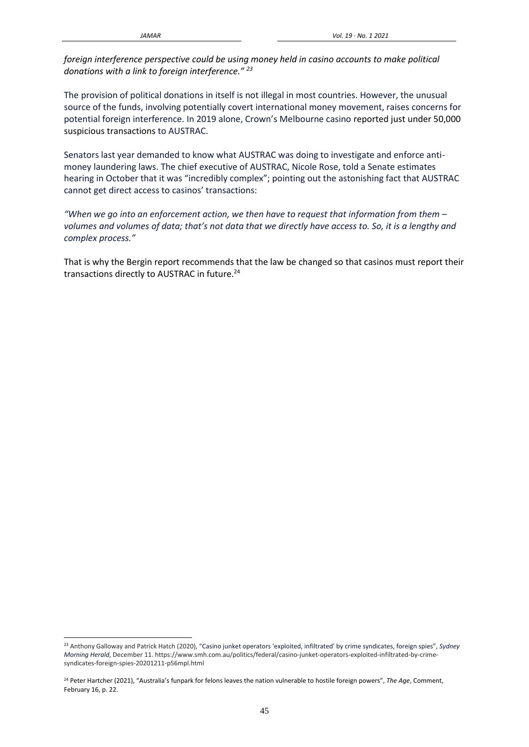*foreign interference perspective could be using money held in casino accounts to make political donations with a link to foreign interference."* [23]

The provision of political donations in itself is not illegal in most countries. However, the unusual source of the funds, involving potentially covert international money movement, raises concerns for potential foreign interference. In 2019 alone, Crown's Melbourne casino reported just under 50,000 suspicious transactions to AUSTRAC.

Senators last year demanded to know what AUSTRAC was doing to investigate and enforce anti-money laundering laws. The chief executive of AUSTRAC, Nicole Rose, told a Senate estimates hearing in October that it was "incredibly complex"; pointing out the astonishing fact that AUSTRAC cannot get direct access to casinos' transactions:

*"When we go into an enforcement action, we then have to request that information from them – volumes and volumes of data; that's not data that we directly have access to. So, it is a lengthy and complex process."*

That is why the Bergin report recommends that the law be changed so that casinos must report their transactions directly to AUSTRAC in future.[24]

---

[23] Anthony Galloway and Patrick Hatch (2020), "Casino junket operators 'exploited, infiltrated' by crime syndicates, foreign spies", *Sydney Morning Herald*, December 11. https://www.smh.com.au/politics/federal/casino-junket-operators-exploited-infiltrated-by-crime-syndicates-foreign-spies-20201211-p56mpl.html

[24] Peter Hartcher (2021), "Australia's funpark for felons leaves the nation vulnerable to hostile foreign powers", *The Age*, Comment, February 16, p. 22.